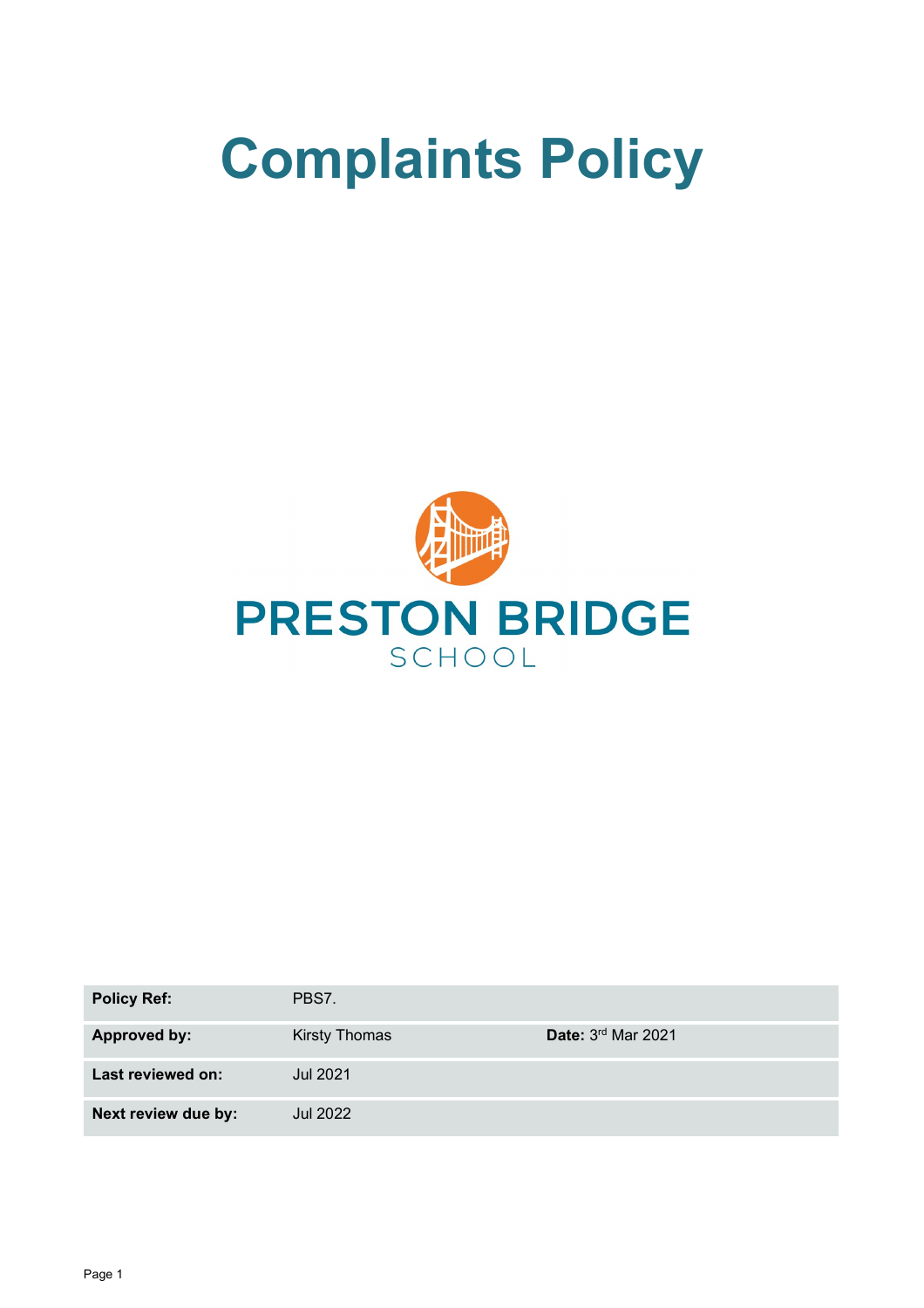# Complaints Policy

PRESTON BRIDGE

SCHOOL

| Policy Ref: | PBS7. | |
|---|---|---|
| Approved by: | Kirsty Thomas | Date: 3rd Mar 2021 |
| Last reviewed on: | Jul 2021 | |
| Next review due by: | Jul 2022 | |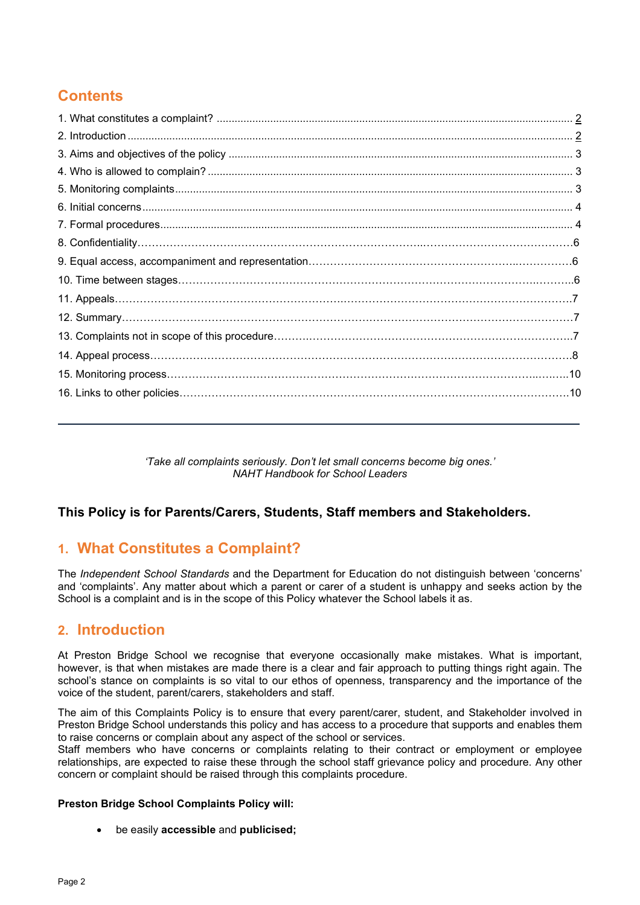## Contents

1. What constitutes a complaint? ..... 2
2. Introduction ..... 2
3. Aims and objectives of the policy ..... 3
4. Who is allowed to complain? ..... 3
5. Monitoring complaints ..... 3
6. Initial concerns ..... 4
7. Formal procedures ..... 4
8. Confidentiality ..... 6
9. Equal access, accompaniment and representation ..... 6
10. Time between stages ..... 6
11. Appeals ..... 7
12. Summary ..... 7
13. Complaints not in scope of this procedure ..... 7
14. Appeal process ..... 8
15. Monitoring process ..... 10
16. Links to other policies ..... 10

---

*'Take all complaints seriously. Don't let small concerns become big ones.'*
*NAHT Handbook for School Leaders*

**This Policy is for Parents/Carers, Students, Staff members and Stakeholders.**

## 1. What Constitutes a Complaint?

The *Independent School Standards* and the Department for Education do not distinguish between 'concerns' and 'complaints'. Any matter about which a parent or carer of a student is unhappy and seeks action by the School is a complaint and is in the scope of this Policy whatever the School labels it as.

## 2. Introduction

At Preston Bridge School we recognise that everyone occasionally make mistakes. What is important, however, is that when mistakes are made there is a clear and fair approach to putting things right again. The school's stance on complaints is so vital to our ethos of openness, transparency and the importance of the voice of the student, parent/carers, stakeholders and staff.

The aim of this Complaints Policy is to ensure that every parent/carer, student, and Stakeholder involved in Preston Bridge School understands this policy and has access to a procedure that supports and enables them to raise concerns or complain about any aspect of the school or services.
Staff members who have concerns or complaints relating to their contract or employment or employee relationships, are expected to raise these through the school staff grievance policy and procedure. Any other concern or complaint should be raised through this complaints procedure.

**Preston Bridge School Complaints Policy will:**

- be easily **accessible** and **publicised;**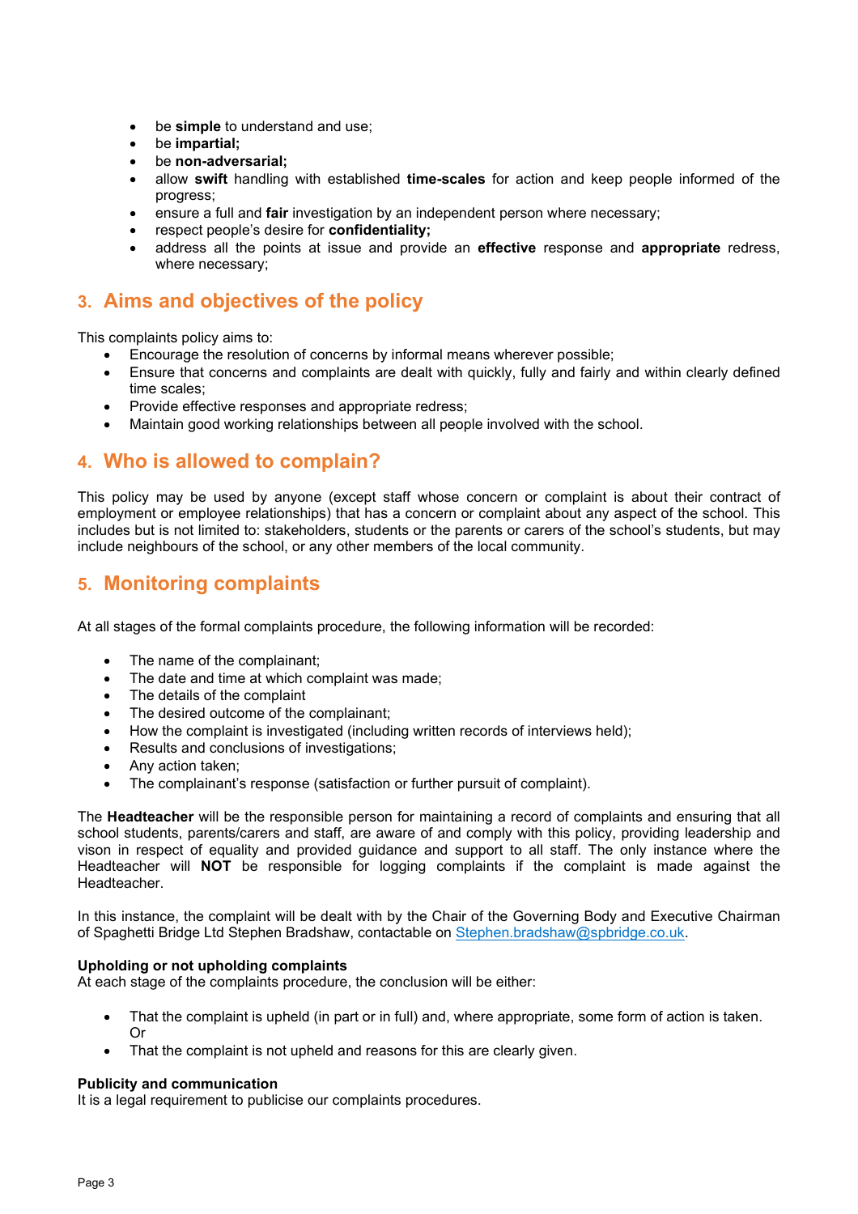- be **simple** to understand and use;
- be **impartial;**
- be **non-adversarial;**
- allow **swift** handling with established **time-scales** for action and keep people informed of the progress;
- ensure a full and **fair** investigation by an independent person where necessary;
- respect people's desire for **confidentiality;**
- address all the points at issue and provide an **effective** response and **appropriate** redress, where necessary;

## 3. Aims and objectives of the policy

This complaints policy aims to:

- Encourage the resolution of concerns by informal means wherever possible;
- Ensure that concerns and complaints are dealt with quickly, fully and fairly and within clearly defined time scales;
- Provide effective responses and appropriate redress;
- Maintain good working relationships between all people involved with the school.

## 4. Who is allowed to complain?

This policy may be used by anyone (except staff whose concern or complaint is about their contract of employment or employee relationships) that has a concern or complaint about any aspect of the school. This includes but is not limited to: stakeholders, students or the parents or carers of the school's students, but may include neighbours of the school, or any other members of the local community.

## 5. Monitoring complaints

At all stages of the formal complaints procedure, the following information will be recorded:

- The name of the complainant;
- The date and time at which complaint was made;
- The details of the complaint
- The desired outcome of the complainant;
- How the complaint is investigated (including written records of interviews held);
- Results and conclusions of investigations;
- Any action taken;
- The complainant's response (satisfaction or further pursuit of complaint).

The **Headteacher** will be the responsible person for maintaining a record of complaints and ensuring that all school students, parents/carers and staff, are aware of and comply with this policy, providing leadership and vison in respect of equality and provided guidance and support to all staff. The only instance where the Headteacher will **NOT** be responsible for logging complaints if the complaint is made against the Headteacher.

In this instance, the complaint will be dealt with by the Chair of the Governing Body and Executive Chairman of Spaghetti Bridge Ltd Stephen Bradshaw, contactable on Stephen.bradshaw@spbridge.co.uk.

**Upholding or not upholding complaints**
At each stage of the complaints procedure, the conclusion will be either:

- That the complaint is upheld (in part or in full) and, where appropriate, some form of action is taken.
  Or
- That the complaint is not upheld and reasons for this are clearly given.

**Publicity and communication**
It is a legal requirement to publicise our complaints procedures.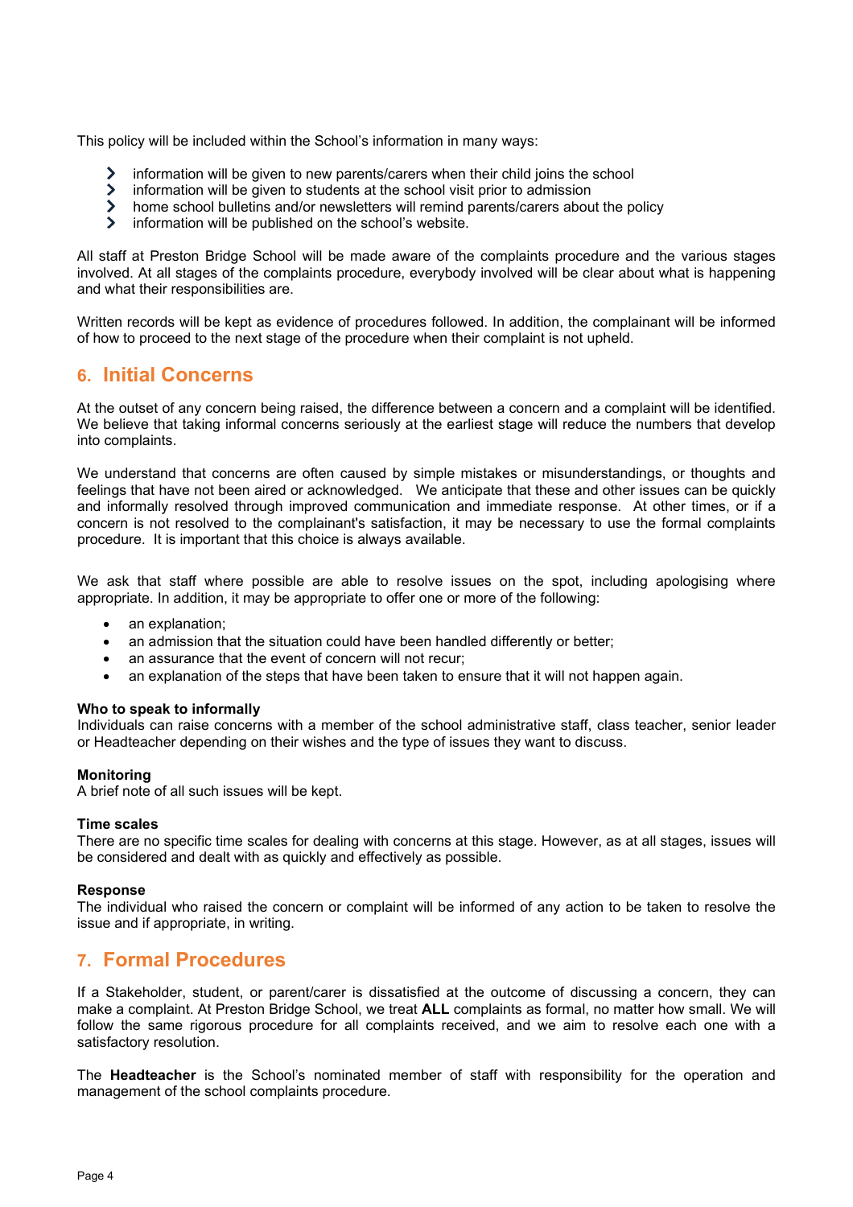This policy will be included within the School's information in many ways:

- information will be given to new parents/carers when their child joins the school
- information will be given to students at the school visit prior to admission
- home school bulletins and/or newsletters will remind parents/carers about the policy
- information will be published on the school's website.

All staff at Preston Bridge School will be made aware of the complaints procedure and the various stages involved. At all stages of the complaints procedure, everybody involved will be clear about what is happening and what their responsibilities are.

Written records will be kept as evidence of procedures followed. In addition, the complainant will be informed of how to proceed to the next stage of the procedure when their complaint is not upheld.

## 6. Initial Concerns

At the outset of any concern being raised, the difference between a concern and a complaint will be identified. We believe that taking informal concerns seriously at the earliest stage will reduce the numbers that develop into complaints.

We understand that concerns are often caused by simple mistakes or misunderstandings, or thoughts and feelings that have not been aired or acknowledged. We anticipate that these and other issues can be quickly and informally resolved through improved communication and immediate response. At other times, or if a concern is not resolved to the complainant's satisfaction, it may be necessary to use the formal complaints procedure. It is important that this choice is always available.

We ask that staff where possible are able to resolve issues on the spot, including apologising where appropriate. In addition, it may be appropriate to offer one or more of the following:

- an explanation;
- an admission that the situation could have been handled differently or better;
- an assurance that the event of concern will not recur;
- an explanation of the steps that have been taken to ensure that it will not happen again.

**Who to speak to informally**
Individuals can raise concerns with a member of the school administrative staff, class teacher, senior leader or Headteacher depending on their wishes and the type of issues they want to discuss.

**Monitoring**
A brief note of all such issues will be kept.

**Time scales**
There are no specific time scales for dealing with concerns at this stage. However, as at all stages, issues will be considered and dealt with as quickly and effectively as possible.

**Response**
The individual who raised the concern or complaint will be informed of any action to be taken to resolve the issue and if appropriate, in writing.

## 7. Formal Procedures

If a Stakeholder, student, or parent/carer is dissatisfied at the outcome of discussing a concern, they can make a complaint. At Preston Bridge School, we treat **ALL** complaints as formal, no matter how small. We will follow the same rigorous procedure for all complaints received, and we aim to resolve each one with a satisfactory resolution.

The **Headteacher** is the School's nominated member of staff with responsibility for the operation and management of the school complaints procedure.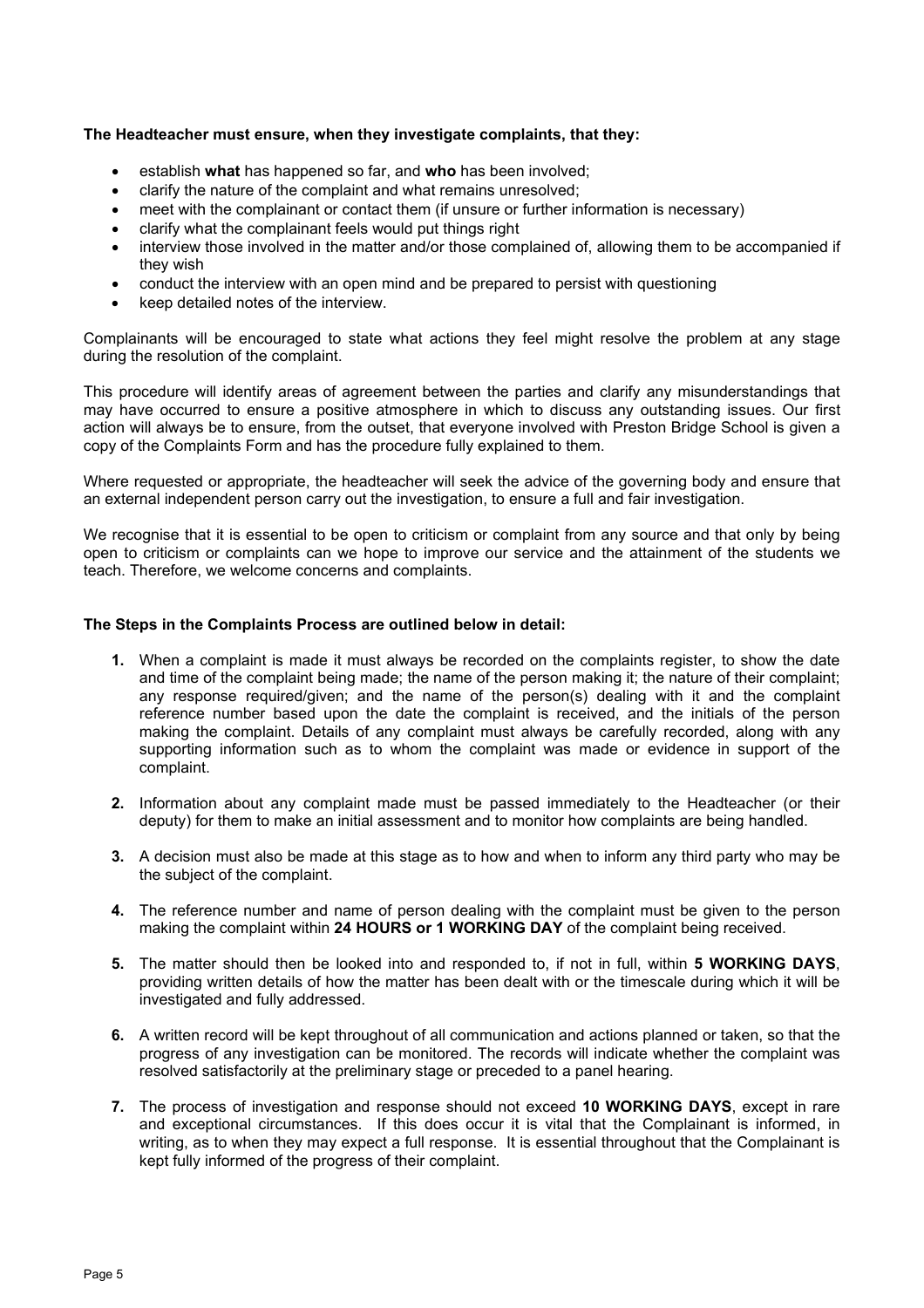**The Headteacher must ensure, when they investigate complaints, that they:**

- establish **what** has happened so far, and **who** has been involved;
- clarify the nature of the complaint and what remains unresolved;
- meet with the complainant or contact them (if unsure or further information is necessary)
- clarify what the complainant feels would put things right
- interview those involved in the matter and/or those complained of, allowing them to be accompanied if they wish
- conduct the interview with an open mind and be prepared to persist with questioning
- keep detailed notes of the interview.

Complainants will be encouraged to state what actions they feel might resolve the problem at any stage during the resolution of the complaint.

This procedure will identify areas of agreement between the parties and clarify any misunderstandings that may have occurred to ensure a positive atmosphere in which to discuss any outstanding issues. Our first action will always be to ensure, from the outset, that everyone involved with Preston Bridge School is given a copy of the Complaints Form and has the procedure fully explained to them.

Where requested or appropriate, the headteacher will seek the advice of the governing body and ensure that an external independent person carry out the investigation, to ensure a full and fair investigation.

We recognise that it is essential to be open to criticism or complaint from any source and that only by being open to criticism or complaints can we hope to improve our service and the attainment of the students we teach. Therefore, we welcome concerns and complaints.

**The Steps in the Complaints Process are outlined below in detail:**

1. When a complaint is made it must always be recorded on the complaints register, to show the date and time of the complaint being made; the name of the person making it; the nature of their complaint; any response required/given; and the name of the person(s) dealing with it and the complaint reference number based upon the date the complaint is received, and the initials of the person making the complaint. Details of any complaint must always be carefully recorded, along with any supporting information such as to whom the complaint was made or evidence in support of the complaint.

2. Information about any complaint made must be passed immediately to the Headteacher (or their deputy) for them to make an initial assessment and to monitor how complaints are being handled.

3. A decision must also be made at this stage as to how and when to inform any third party who may be the subject of the complaint.

4. The reference number and name of person dealing with the complaint must be given to the person making the complaint within **24 HOURS or 1 WORKING DAY** of the complaint being received.

5. The matter should then be looked into and responded to, if not in full, within **5 WORKING DAYS**, providing written details of how the matter has been dealt with or the timescale during which it will be investigated and fully addressed.

6. A written record will be kept throughout of all communication and actions planned or taken, so that the progress of any investigation can be monitored. The records will indicate whether the complaint was resolved satisfactorily at the preliminary stage or preceded to a panel hearing.

7. The process of investigation and response should not exceed **10 WORKING DAYS**, except in rare and exceptional circumstances. If this does occur it is vital that the Complainant is informed, in writing, as to when they may expect a full response. It is essential throughout that the Complainant is kept fully informed of the progress of their complaint.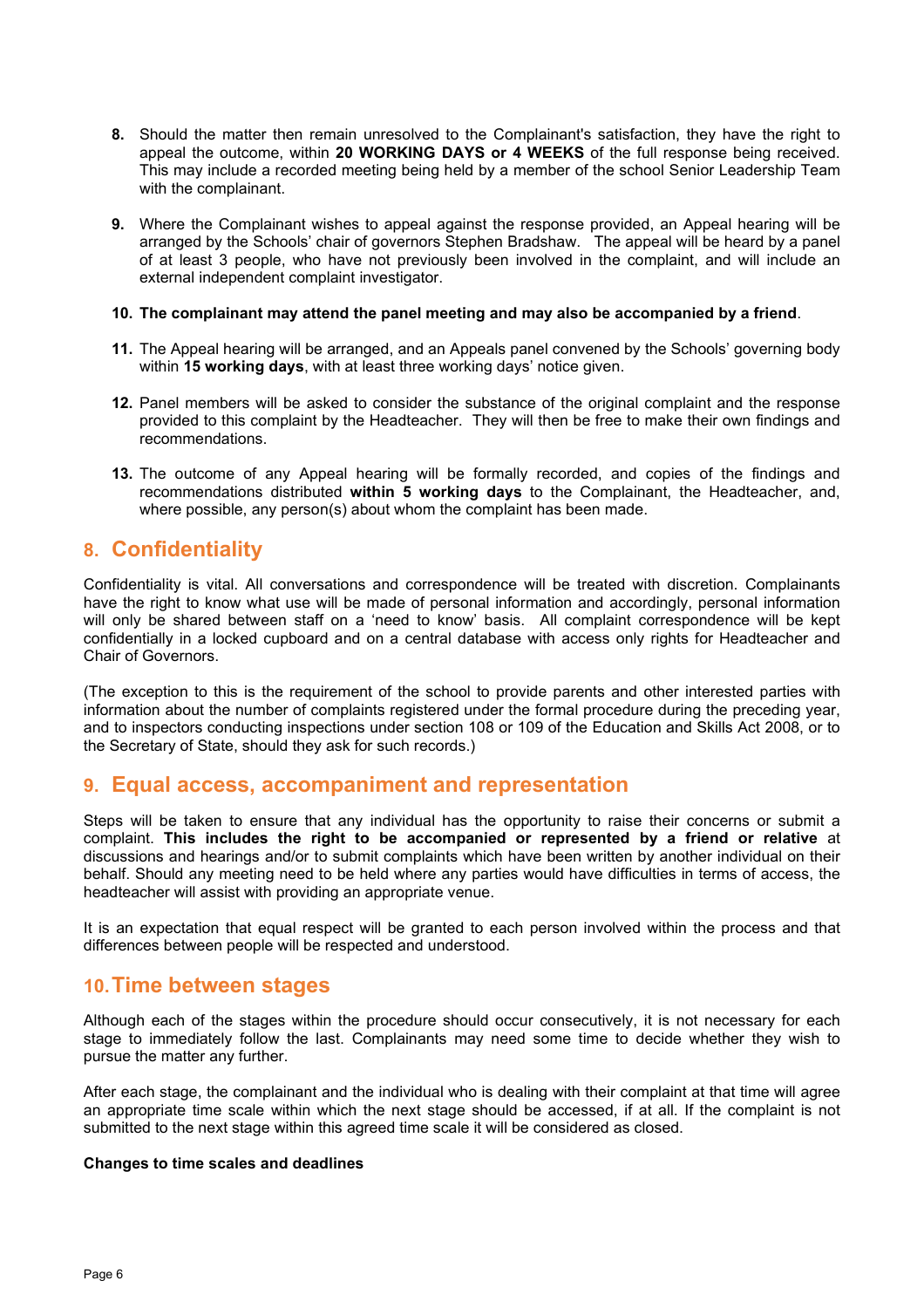8. Should the matter then remain unresolved to the Complainant's satisfaction, they have the right to appeal the outcome, within **20 WORKING DAYS or 4 WEEKS** of the full response being received. This may include a recorded meeting being held by a member of the school Senior Leadership Team with the complainant.

9. Where the Complainant wishes to appeal against the response provided, an Appeal hearing will be arranged by the Schools' chair of governors Stephen Bradshaw. The appeal will be heard by a panel of at least 3 people, who have not previously been involved in the complaint, and will include an external independent complaint investigator.

10. **The complainant may attend the panel meeting and may also be accompanied by a friend**.

11. The Appeal hearing will be arranged, and an Appeals panel convened by the Schools' governing body within **15 working days**, with at least three working days' notice given.

12. Panel members will be asked to consider the substance of the original complaint and the response provided to this complaint by the Headteacher. They will then be free to make their own findings and recommendations.

13. The outcome of any Appeal hearing will be formally recorded, and copies of the findings and recommendations distributed **within 5 working days** to the Complainant, the Headteacher, and, where possible, any person(s) about whom the complaint has been made.

## 8. Confidentiality

Confidentiality is vital. All conversations and correspondence will be treated with discretion. Complainants have the right to know what use will be made of personal information and accordingly, personal information will only be shared between staff on a 'need to know' basis. All complaint correspondence will be kept confidentially in a locked cupboard and on a central database with access only rights for Headteacher and Chair of Governors.

(The exception to this is the requirement of the school to provide parents and other interested parties with information about the number of complaints registered under the formal procedure during the preceding year, and to inspectors conducting inspections under section 108 or 109 of the Education and Skills Act 2008, or to the Secretary of State, should they ask for such records.)

## 9. Equal access, accompaniment and representation

Steps will be taken to ensure that any individual has the opportunity to raise their concerns or submit a complaint. **This includes the right to be accompanied or represented by a friend or relative** at discussions and hearings and/or to submit complaints which have been written by another individual on their behalf. Should any meeting need to be held where any parties would have difficulties in terms of access, the headteacher will assist with providing an appropriate venue.

It is an expectation that equal respect will be granted to each person involved within the process and that differences between people will be respected and understood.

## 10. Time between stages

Although each of the stages within the procedure should occur consecutively, it is not necessary for each stage to immediately follow the last. Complainants may need some time to decide whether they wish to pursue the matter any further.

After each stage, the complainant and the individual who is dealing with their complaint at that time will agree an appropriate time scale within which the next stage should be accessed, if at all. If the complaint is not submitted to the next stage within this agreed time scale it will be considered as closed.

**Changes to time scales and deadlines**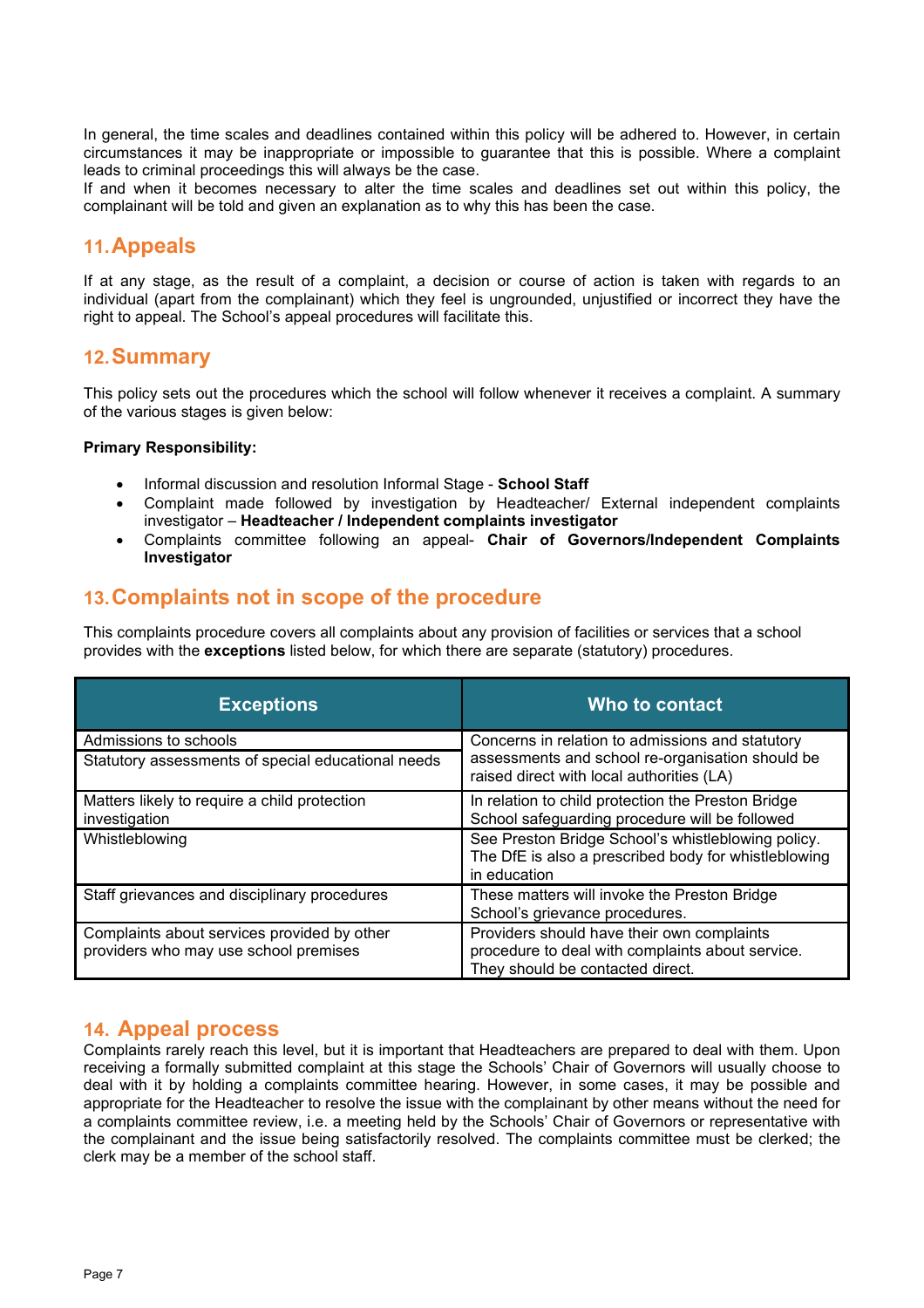In general, the time scales and deadlines contained within this policy will be adhered to. However, in certain circumstances it may be inappropriate or impossible to guarantee that this is possible. Where a complaint leads to criminal proceedings this will always be the case.
If and when it becomes necessary to alter the time scales and deadlines set out within this policy, the complainant will be told and given an explanation as to why this has been the case.

## 11. Appeals

If at any stage, as the result of a complaint, a decision or course of action is taken with regards to an individual (apart from the complainant) which they feel is ungrounded, unjustified or incorrect they have the right to appeal. The School's appeal procedures will facilitate this.

## 12. Summary

This policy sets out the procedures which the school will follow whenever it receives a complaint. A summary of the various stages is given below:

**Primary Responsibility:**

- Informal discussion and resolution Informal Stage - **School Staff**
- Complaint made followed by investigation by Headteacher/ External independent complaints investigator – **Headteacher / Independent complaints investigator**
- Complaints committee following an appeal- **Chair of Governors/Independent Complaints Investigator**

## 13. Complaints not in scope of the procedure

This complaints procedure covers all complaints about any provision of facilities or services that a school provides with the **exceptions** listed below, for which there are separate (statutory) procedures.

| Exceptions | Who to contact |
|---|---|
| Admissions to schools<br>Statutory assessments of special educational needs | Concerns in relation to admissions and statutory assessments and school re-organisation should be raised direct with local authorities (LA) |
| Matters likely to require a child protection investigation | In relation to child protection the Preston Bridge School safeguarding procedure will be followed |
| Whistleblowing | See Preston Bridge School's whistleblowing policy. The DfE is also a prescribed body for whistleblowing in education |
| Staff grievances and disciplinary procedures | These matters will invoke the Preston Bridge School's grievance procedures. |
| Complaints about services provided by other providers who may use school premises | Providers should have their own complaints procedure to deal with complaints about service. They should be contacted direct. |

## 14. Appeal process

Complaints rarely reach this level, but it is important that Headteachers are prepared to deal with them. Upon receiving a formally submitted complaint at this stage the Schools' Chair of Governors will usually choose to deal with it by holding a complaints committee hearing. However, in some cases, it may be possible and appropriate for the Headteacher to resolve the issue with the complainant by other means without the need for a complaints committee review, i.e. a meeting held by the Schools' Chair of Governors or representative with the complainant and the issue being satisfactorily resolved. The complaints committee must be clerked; the clerk may be a member of the school staff.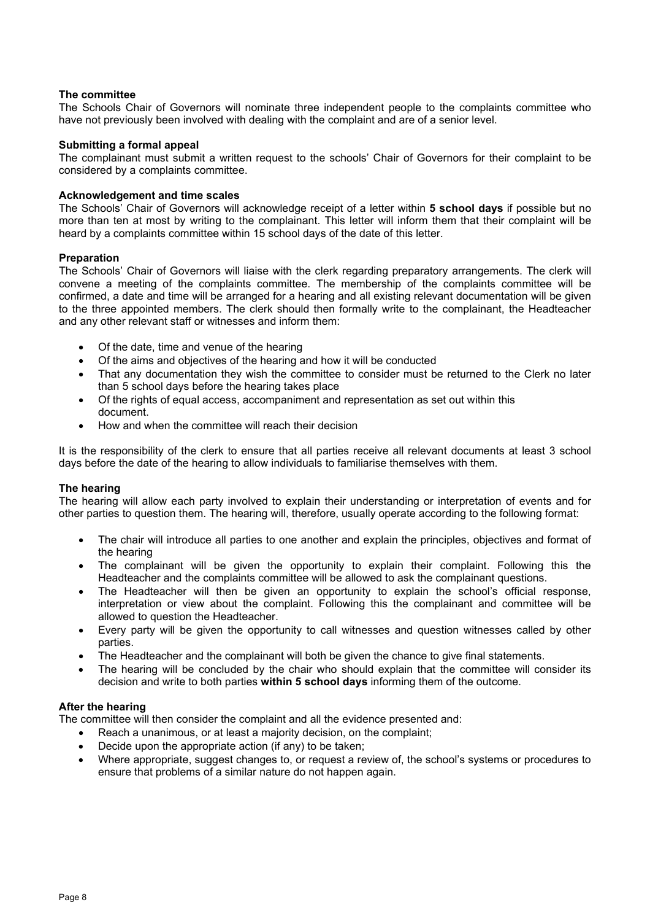**The committee**

The Schools Chair of Governors will nominate three independent people to the complaints committee who have not previously been involved with dealing with the complaint and are of a senior level.

**Submitting a formal appeal**

The complainant must submit a written request to the schools' Chair of Governors for their complaint to be considered by a complaints committee.

**Acknowledgement and time scales**

The Schools' Chair of Governors will acknowledge receipt of a letter within **5 school days** if possible but no more than ten at most by writing to the complainant. This letter will inform them that their complaint will be heard by a complaints committee within 15 school days of the date of this letter.

**Preparation**

The Schools' Chair of Governors will liaise with the clerk regarding preparatory arrangements. The clerk will convene a meeting of the complaints committee. The membership of the complaints committee will be confirmed, a date and time will be arranged for a hearing and all existing relevant documentation will be given to the three appointed members. The clerk should then formally write to the complainant, the Headteacher and any other relevant staff or witnesses and inform them:

- Of the date, time and venue of the hearing
- Of the aims and objectives of the hearing and how it will be conducted
- That any documentation they wish the committee to consider must be returned to the Clerk no later than 5 school days before the hearing takes place
- Of the rights of equal access, accompaniment and representation as set out within this document.
- How and when the committee will reach their decision

It is the responsibility of the clerk to ensure that all parties receive all relevant documents at least 3 school days before the date of the hearing to allow individuals to familiarise themselves with them.

**The hearing**

The hearing will allow each party involved to explain their understanding or interpretation of events and for other parties to question them. The hearing will, therefore, usually operate according to the following format:

- The chair will introduce all parties to one another and explain the principles, objectives and format of the hearing
- The complainant will be given the opportunity to explain their complaint. Following this the Headteacher and the complaints committee will be allowed to ask the complainant questions.
- The Headteacher will then be given an opportunity to explain the school's official response, interpretation or view about the complaint. Following this the complainant and committee will be allowed to question the Headteacher.
- Every party will be given the opportunity to call witnesses and question witnesses called by other parties.
- The Headteacher and the complainant will both be given the chance to give final statements.
- The hearing will be concluded by the chair who should explain that the committee will consider its decision and write to both parties **within 5 school days** informing them of the outcome.

**After the hearing**

The committee will then consider the complaint and all the evidence presented and:

- Reach a unanimous, or at least a majority decision, on the complaint;
- Decide upon the appropriate action (if any) to be taken;
- Where appropriate, suggest changes to, or request a review of, the school's systems or procedures to ensure that problems of a similar nature do not happen again.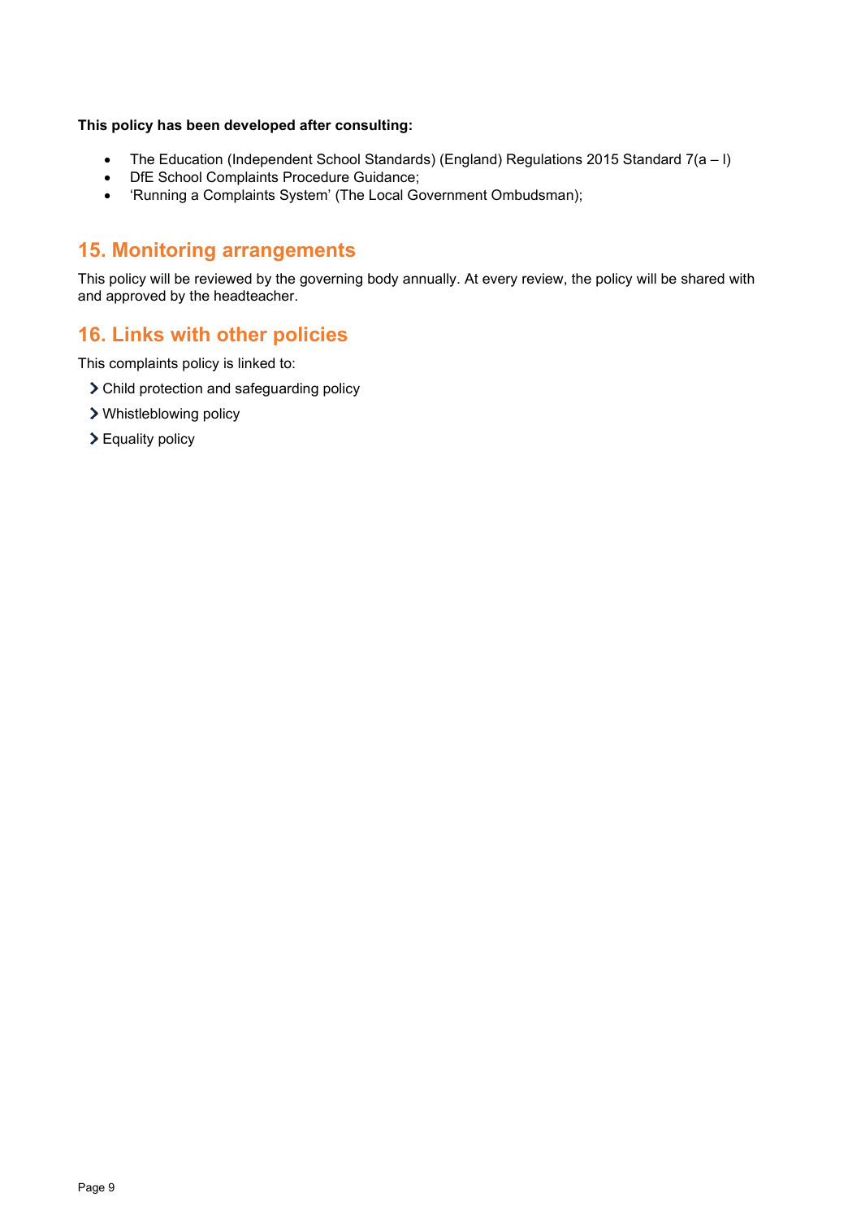**This policy has been developed after consulting:**

- The Education (Independent School Standards) (England) Regulations 2015 Standard 7(a – l)
- DfE School Complaints Procedure Guidance;
- 'Running a Complaints System' (The Local Government Ombudsman);

## 15. Monitoring arrangements

This policy will be reviewed by the governing body annually. At every review, the policy will be shared with and approved by the headteacher.

## 16. Links with other policies

This complaints policy is linked to:

- Child protection and safeguarding policy
- Whistleblowing policy
- Equality policy